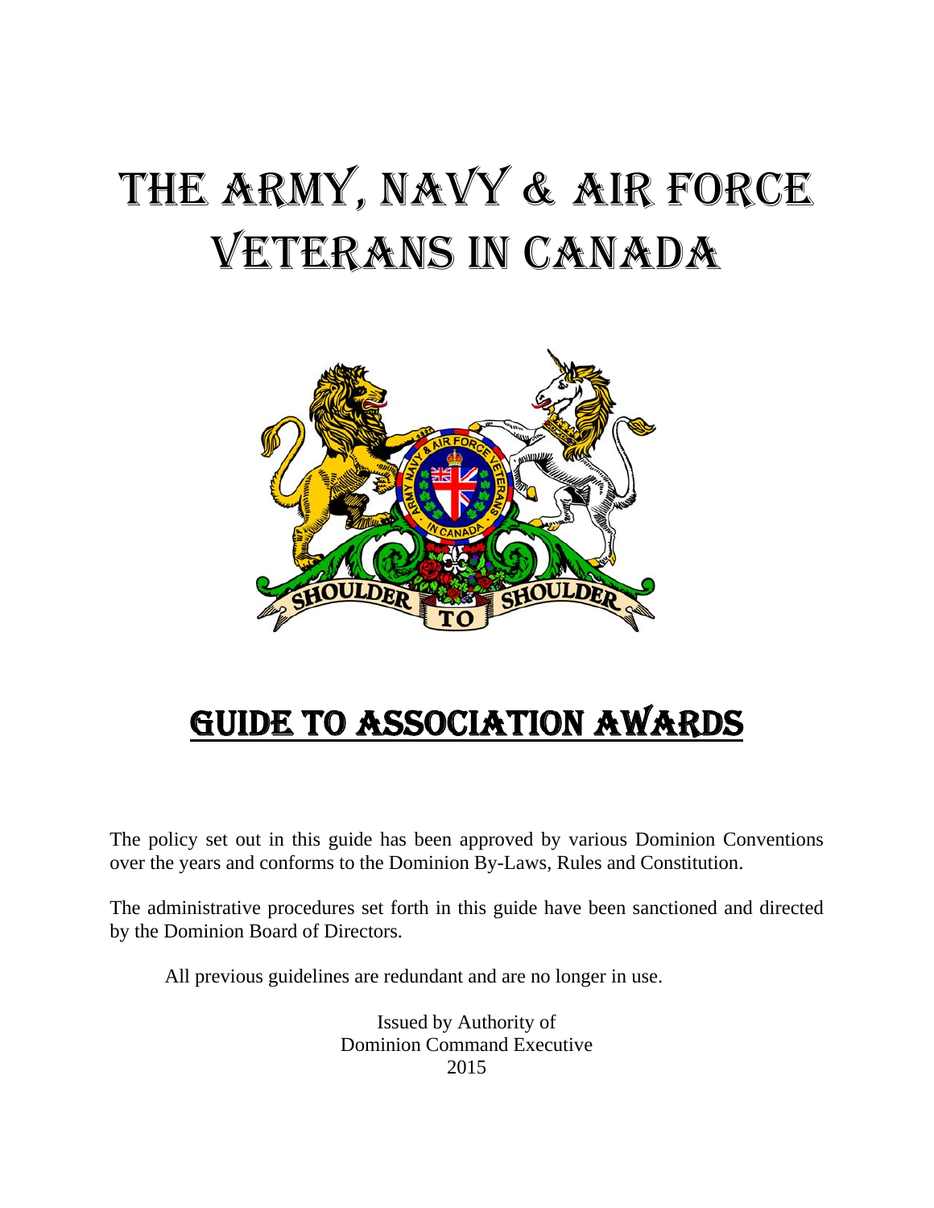# THE ARMY, NAVY & AIR FORCE VETERANS IN CANADA

## GUIDE TO ASSOCIATION AWARDS

The policy set out in this guide has been approved by various Dominion Conventions over the years and conforms to the Dominion By-Laws, Rules and Constitution.

The administrative procedures set forth in this guide have been sanctioned and directed by the Dominion Board of Directors.

All previous guidelines are redundant and are no longer in use.

Issued by Authority of
Dominion Command Executive
2015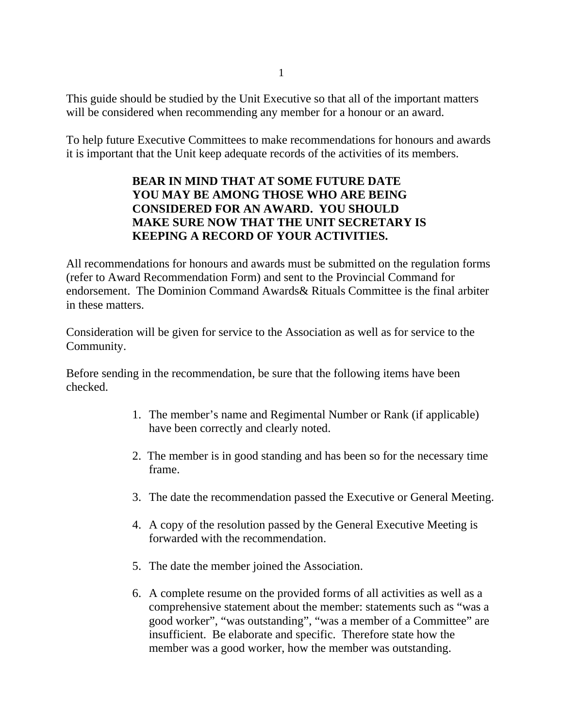This guide should be studied by the Unit Executive so that all of the important matters will be considered when recommending any member for a honour or an award.

To help future Executive Committees to make recommendations for honours and awards it is important that the Unit keep adequate records of the activities of its members.

**BEAR IN MIND THAT AT SOME FUTURE DATE YOU MAY BE AMONG THOSE WHO ARE BEING CONSIDERED FOR AN AWARD. YOU SHOULD MAKE SURE NOW THAT THE UNIT SECRETARY IS KEEPING A RECORD OF YOUR ACTIVITIES.**

All recommendations for honours and awards must be submitted on the regulation forms (refer to Award Recommendation Form) and sent to the Provincial Command for endorsement. The Dominion Command Awards& Rituals Committee is the final arbiter in these matters.

Consideration will be given for service to the Association as well as for service to the Community.

Before sending in the recommendation, be sure that the following items have been checked.

1. The member's name and Regimental Number or Rank (if applicable) have been correctly and clearly noted.
2. The member is in good standing and has been so for the necessary time frame.
3. The date the recommendation passed the Executive or General Meeting.
4. A copy of the resolution passed by the General Executive Meeting is forwarded with the recommendation.
5. The date the member joined the Association.
6. A complete resume on the provided forms of all activities as well as a comprehensive statement about the member: statements such as "was a good worker", "was outstanding", "was a member of a Committee" are insufficient. Be elaborate and specific. Therefore state how the member was a good worker, how the member was outstanding.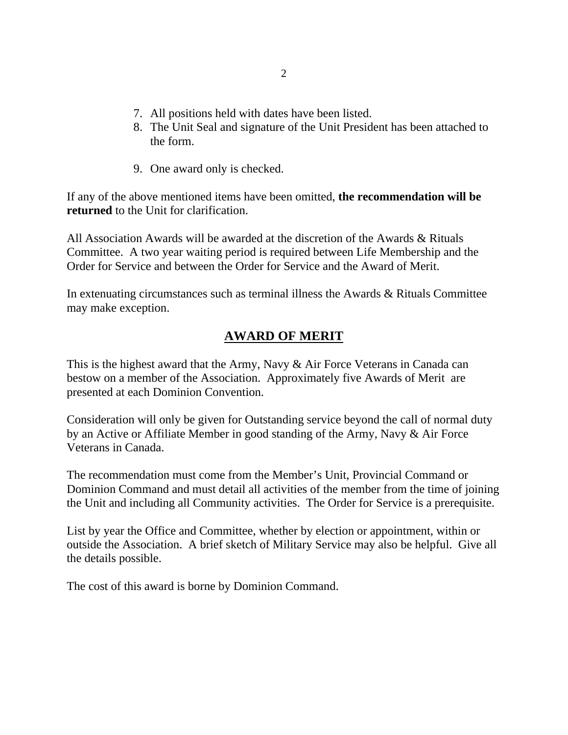7. All positions held with dates have been listed.
8. The Unit Seal and signature of the Unit President has been attached to the form.

9. One award only is checked.

If any of the above mentioned items have been omitted, **the recommendation will be returned** to the Unit for clarification.

All Association Awards will be awarded at the discretion of the Awards & Rituals Committee. A two year waiting period is required between Life Membership and the Order for Service and between the Order for Service and the Award of Merit.

In extenuating circumstances such as terminal illness the Awards & Rituals Committee may make exception.

## AWARD OF MERIT

This is the highest award that the Army, Navy & Air Force Veterans in Canada can bestow on a member of the Association. Approximately five Awards of Merit are presented at each Dominion Convention.

Consideration will only be given for Outstanding service beyond the call of normal duty by an Active or Affiliate Member in good standing of the Army, Navy & Air Force Veterans in Canada.

The recommendation must come from the Member's Unit, Provincial Command or Dominion Command and must detail all activities of the member from the time of joining the Unit and including all Community activities. The Order for Service is a prerequisite.

List by year the Office and Committee, whether by election or appointment, within or outside the Association. A brief sketch of Military Service may also be helpful. Give all the details possible.

The cost of this award is borne by Dominion Command.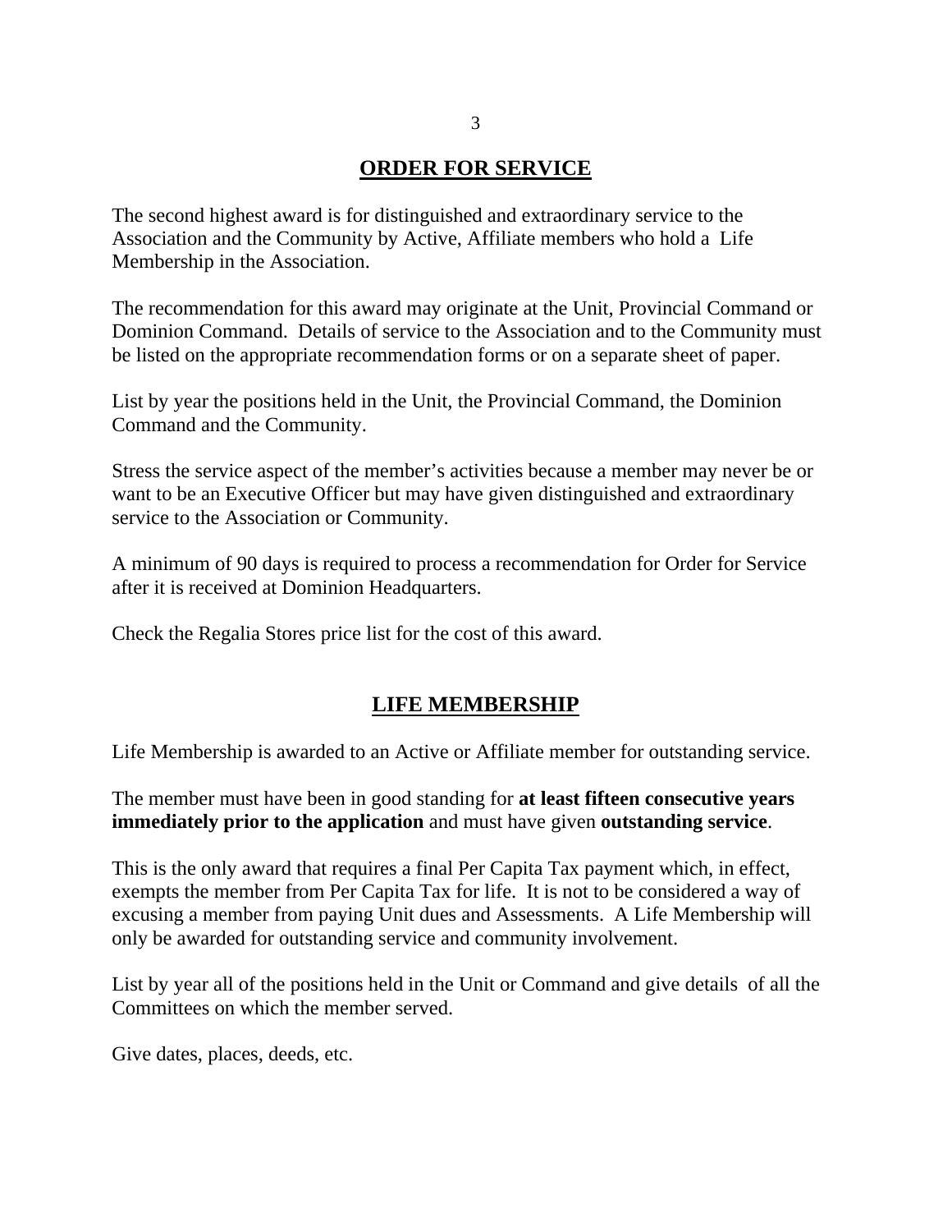## ORDER FOR SERVICE

The second highest award is for distinguished and extraordinary service to the Association and the Community by Active, Affiliate members who hold a Life Membership in the Association.

The recommendation for this award may originate at the Unit, Provincial Command or Dominion Command. Details of service to the Association and to the Community must be listed on the appropriate recommendation forms or on a separate sheet of paper.

List by year the positions held in the Unit, the Provincial Command, the Dominion Command and the Community.

Stress the service aspect of the member's activities because a member may never be or want to be an Executive Officer but may have given distinguished and extraordinary service to the Association or Community.

A minimum of 90 days is required to process a recommendation for Order for Service after it is received at Dominion Headquarters.

Check the Regalia Stores price list for the cost of this award.

## LIFE MEMBERSHIP

Life Membership is awarded to an Active or Affiliate member for outstanding service.

The member must have been in good standing for **at least fifteen consecutive years immediately prior to the application** and must have given **outstanding service**.

This is the only award that requires a final Per Capita Tax payment which, in effect, exempts the member from Per Capita Tax for life. It is not to be considered a way of excusing a member from paying Unit dues and Assessments. A Life Membership will only be awarded for outstanding service and community involvement.

List by year all of the positions held in the Unit or Command and give details of all the Committees on which the member served.

Give dates, places, deeds, etc.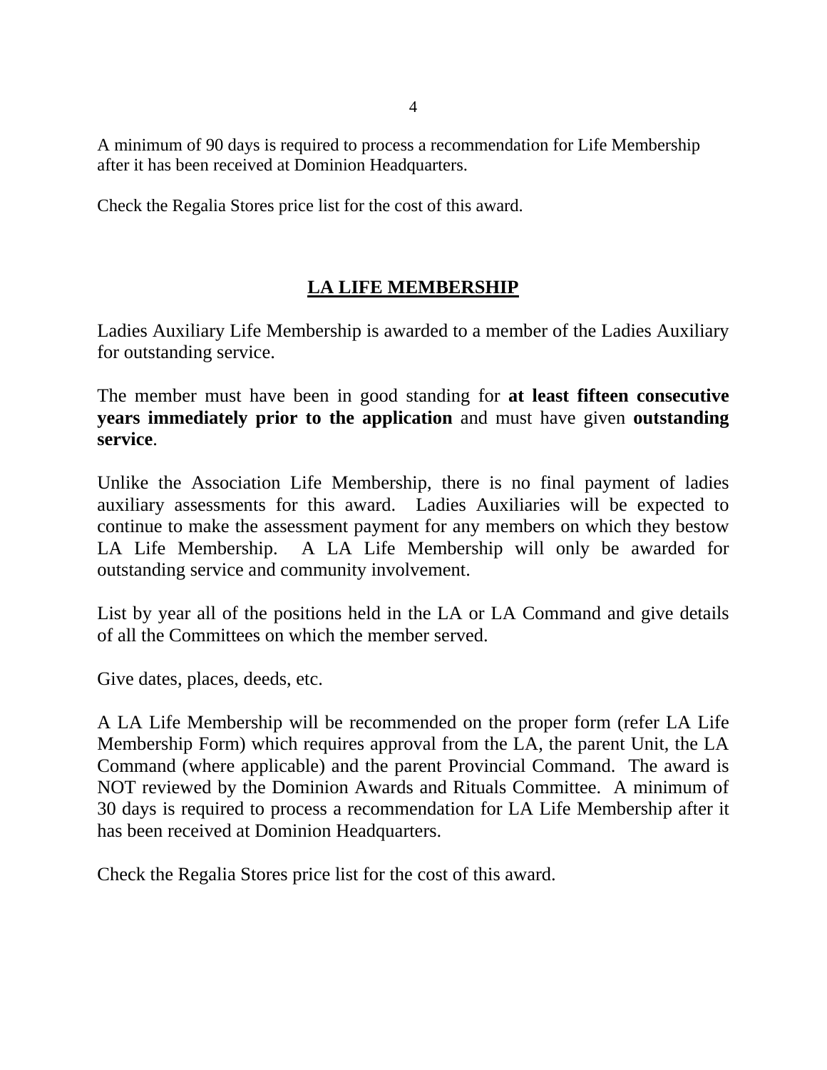A minimum of 90 days is required to process a recommendation for Life Membership after it has been received at Dominion Headquarters.

Check the Regalia Stores price list for the cost of this award.

## LA LIFE MEMBERSHIP

Ladies Auxiliary Life Membership is awarded to a member of the Ladies Auxiliary for outstanding service.

The member must have been in good standing for **at least fifteen consecutive years immediately prior to the application** and must have given **outstanding service**.

Unlike the Association Life Membership, there is no final payment of ladies auxiliary assessments for this award. Ladies Auxiliaries will be expected to continue to make the assessment payment for any members on which they bestow LA Life Membership. A LA Life Membership will only be awarded for outstanding service and community involvement.

List by year all of the positions held in the LA or LA Command and give details of all the Committees on which the member served.

Give dates, places, deeds, etc.

A LA Life Membership will be recommended on the proper form (refer LA Life Membership Form) which requires approval from the LA, the parent Unit, the LA Command (where applicable) and the parent Provincial Command. The award is NOT reviewed by the Dominion Awards and Rituals Committee. A minimum of 30 days is required to process a recommendation for LA Life Membership after it has been received at Dominion Headquarters.

Check the Regalia Stores price list for the cost of this award.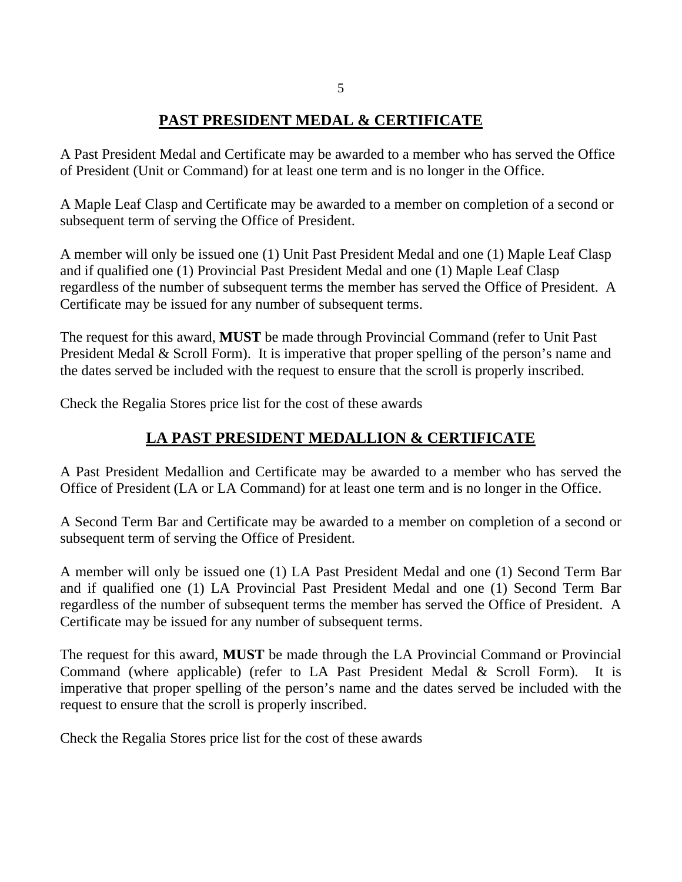## PAST PRESIDENT MEDAL & CERTIFICATE

A Past President Medal and Certificate may be awarded to a member who has served the Office of President (Unit or Command) for at least one term and is no longer in the Office.

A Maple Leaf Clasp and Certificate may be awarded to a member on completion of a second or subsequent term of serving the Office of President.

A member will only be issued one (1) Unit Past President Medal and one (1) Maple Leaf Clasp and if qualified one (1) Provincial Past President Medal and one (1) Maple Leaf Clasp regardless of the number of subsequent terms the member has served the Office of President. A Certificate may be issued for any number of subsequent terms.

The request for this award, **MUST** be made through Provincial Command (refer to Unit Past President Medal & Scroll Form). It is imperative that proper spelling of the person's name and the dates served be included with the request to ensure that the scroll is properly inscribed.

Check the Regalia Stores price list for the cost of these awards

## LA PAST PRESIDENT MEDALLION & CERTIFICATE

A Past President Medallion and Certificate may be awarded to a member who has served the Office of President (LA or LA Command) for at least one term and is no longer in the Office.

A Second Term Bar and Certificate may be awarded to a member on completion of a second or subsequent term of serving the Office of President.

A member will only be issued one (1) LA Past President Medal and one (1) Second Term Bar and if qualified one (1) LA Provincial Past President Medal and one (1) Second Term Bar regardless of the number of subsequent terms the member has served the Office of President. A Certificate may be issued for any number of subsequent terms.

The request for this award, **MUST** be made through the LA Provincial Command or Provincial Command (where applicable) (refer to LA Past President Medal & Scroll Form). It is imperative that proper spelling of the person's name and the dates served be included with the request to ensure that the scroll is properly inscribed.

Check the Regalia Stores price list for the cost of these awards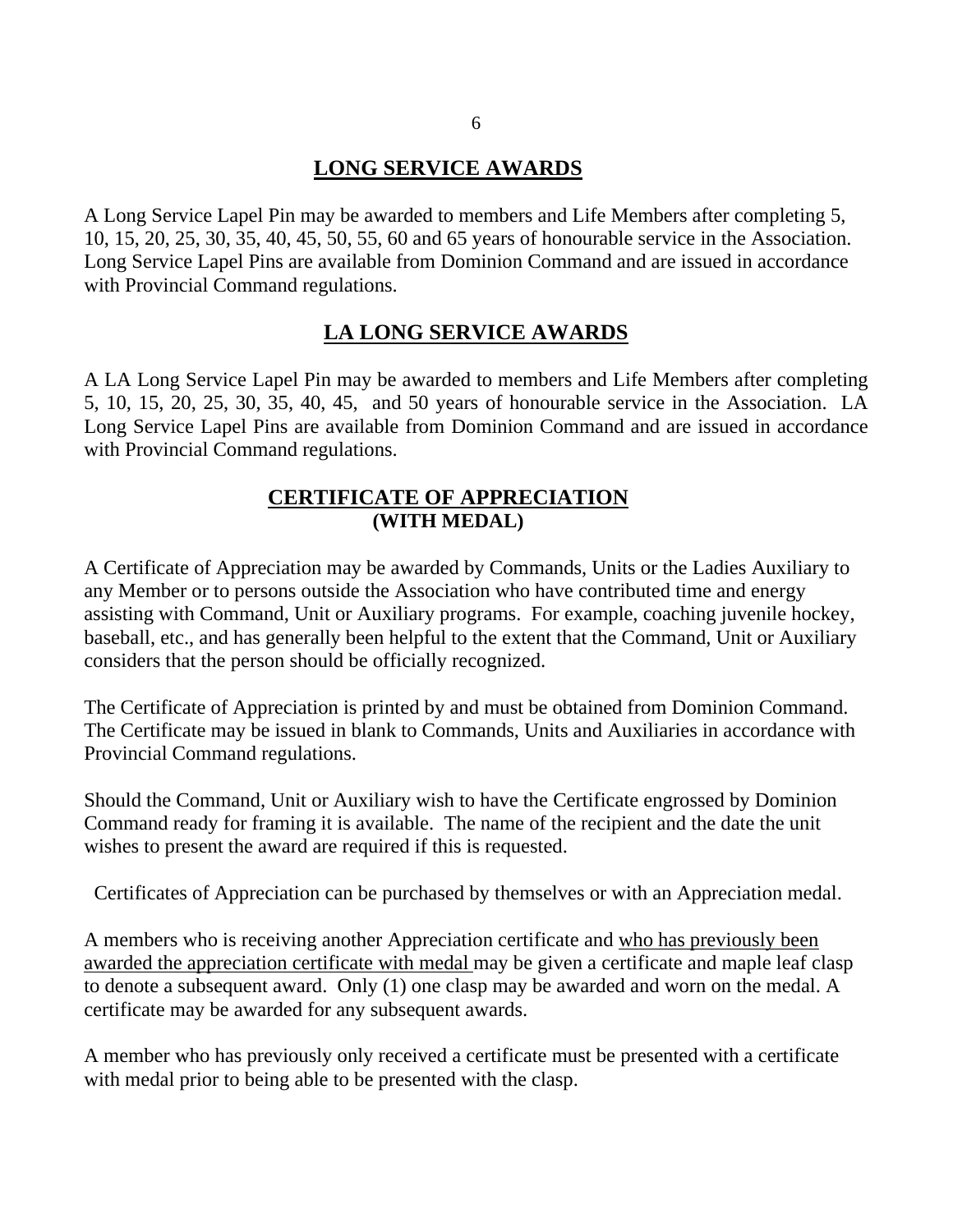## LONG SERVICE AWARDS

A Long Service Lapel Pin may be awarded to members and Life Members after completing 5, 10, 15, 20, 25, 30, 35, 40, 45, 50, 55, 60 and 65 years of honourable service in the Association. Long Service Lapel Pins are available from Dominion Command and are issued in accordance with Provincial Command regulations.

## LA LONG SERVICE AWARDS

A LA Long Service Lapel Pin may be awarded to members and Life Members after completing 5, 10, 15, 20, 25, 30, 35, 40, 45, and 50 years of honourable service in the Association. LA Long Service Lapel Pins are available from Dominion Command and are issued in accordance with Provincial Command regulations.

## CERTIFICATE OF APPRECIATION
**(WITH MEDAL)**

A Certificate of Appreciation may be awarded by Commands, Units or the Ladies Auxiliary to any Member or to persons outside the Association who have contributed time and energy assisting with Command, Unit or Auxiliary programs. For example, coaching juvenile hockey, baseball, etc., and has generally been helpful to the extent that the Command, Unit or Auxiliary considers that the person should be officially recognized.

The Certificate of Appreciation is printed by and must be obtained from Dominion Command. The Certificate may be issued in blank to Commands, Units and Auxiliaries in accordance with Provincial Command regulations.

Should the Command, Unit or Auxiliary wish to have the Certificate engrossed by Dominion Command ready for framing it is available. The name of the recipient and the date the unit wishes to present the award are required if this is requested.

Certificates of Appreciation can be purchased by themselves or with an Appreciation medal.

A members who is receiving another Appreciation certificate and who has previously been awarded the appreciation certificate with medal may be given a certificate and maple leaf clasp to denote a subsequent award. Only (1) one clasp may be awarded and worn on the medal. A certificate may be awarded for any subsequent awards.

A member who has previously only received a certificate must be presented with a certificate with medal prior to being able to be presented with the clasp.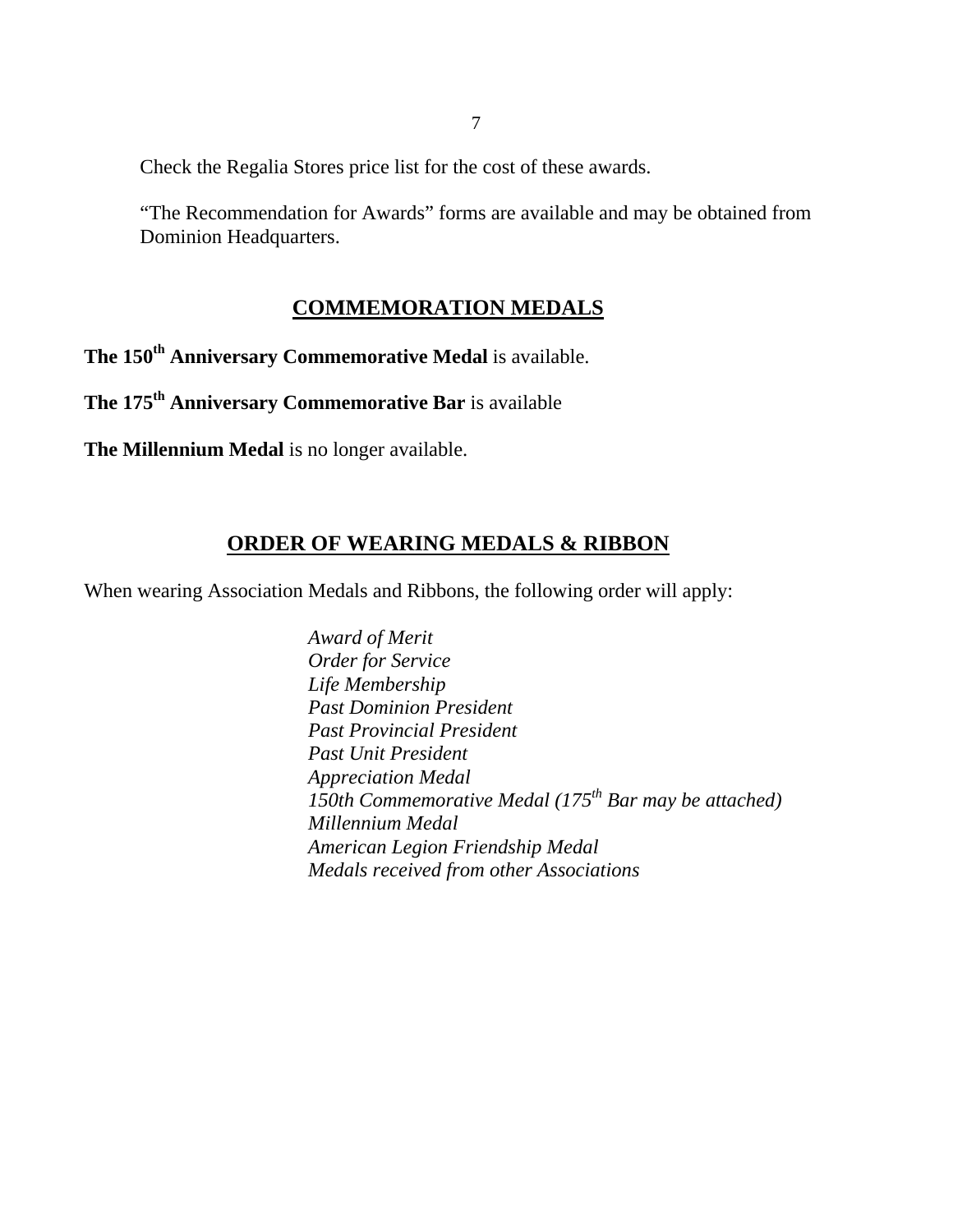Check the Regalia Stores price list for the cost of these awards.

"The Recommendation for Awards" forms are available and may be obtained from Dominion Headquarters.

## COMMEMORATION MEDALS

**The 150th Anniversary Commemorative Medal** is available.

**The 175th Anniversary Commemorative Bar** is available

**The Millennium Medal** is no longer available.

## ORDER OF WEARING MEDALS & RIBBON

When wearing Association Medals and Ribbons, the following order will apply:

*Award of Merit*
*Order for Service*
*Life Membership*
*Past Dominion President*
*Past Provincial President*
*Past Unit President*
*Appreciation Medal*
*150th Commemorative Medal (175th Bar may be attached)*
*Millennium Medal*
*American Legion Friendship Medal*
*Medals received from other Associations*